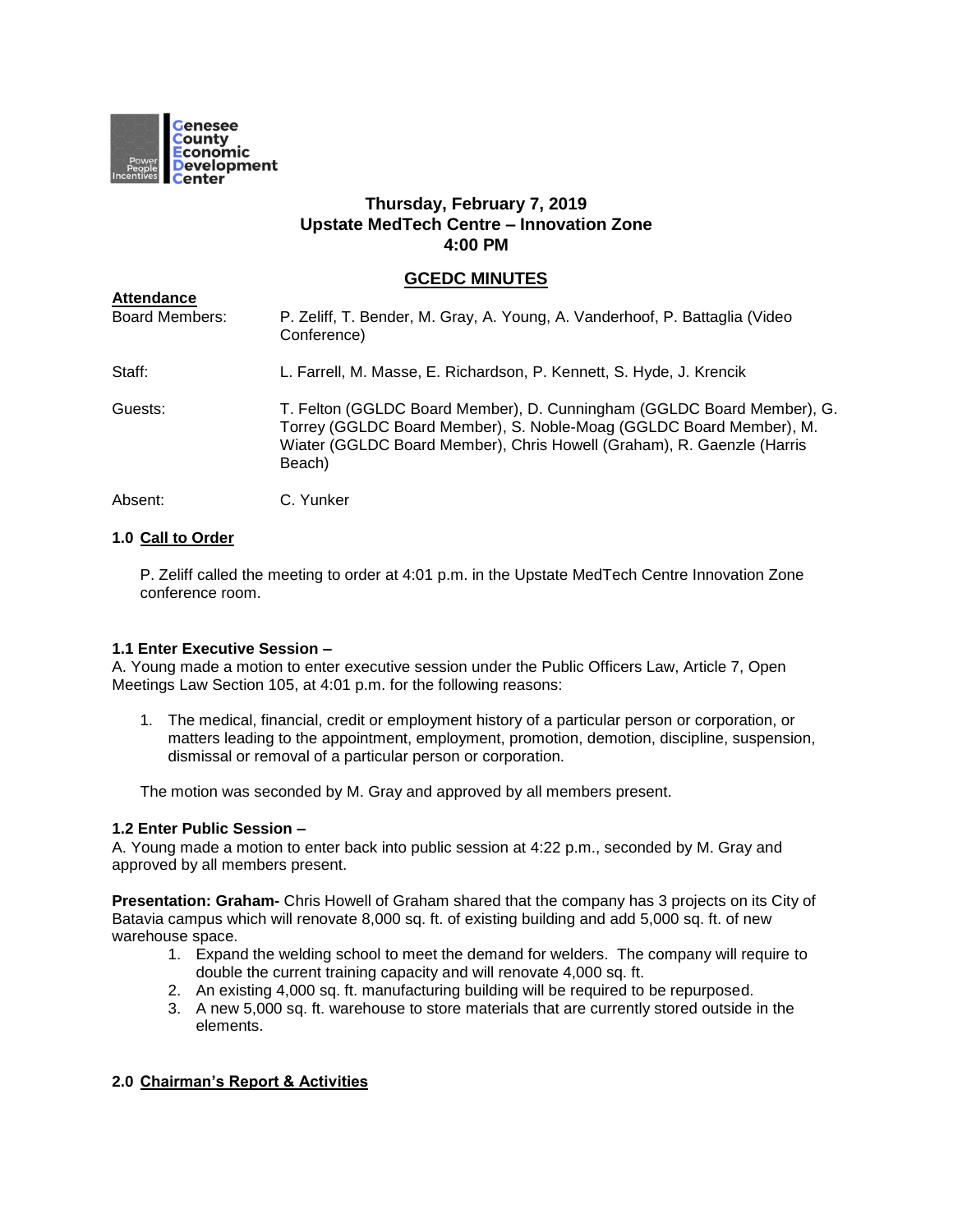Genesee County Economic Development Center

**Thursday, February 7, 2019**
**Upstate MedTech Centre – Innovation Zone**
**4:00 PM**

## GCEDC MINUTES

**Attendance**

Board Members: P. Zeliff, T. Bender, M. Gray, A. Young, A. Vanderhoof, P. Battaglia (Video Conference)

Staff: L. Farrell, M. Masse, E. Richardson, P. Kennett, S. Hyde, J. Krencik

Guests: T. Felton (GGLDC Board Member), D. Cunningham (GGLDC Board Member), G. Torrey (GGLDC Board Member), S. Noble-Moag (GGLDC Board Member), M. Wiater (GGLDC Board Member), Chris Howell (Graham), R. Gaenzle (Harris Beach)

Absent: C. Yunker

### 1.0 Call to Order

P. Zeliff called the meeting to order at 4:01 p.m. in the Upstate MedTech Centre Innovation Zone conference room.

### 1.1 Enter Executive Session –

A. Young made a motion to enter executive session under the Public Officers Law, Article 7, Open Meetings Law Section 105, at 4:01 p.m. for the following reasons:

1. The medical, financial, credit or employment history of a particular person or corporation, or matters leading to the appointment, employment, promotion, demotion, discipline, suspension, dismissal or removal of a particular person or corporation.

The motion was seconded by M. Gray and approved by all members present.

### 1.2 Enter Public Session –

A. Young made a motion to enter back into public session at 4:22 p.m., seconded by M. Gray and approved by all members present.

**Presentation: Graham-** Chris Howell of Graham shared that the company has 3 projects on its City of Batavia campus which will renovate 8,000 sq. ft. of existing building and add 5,000 sq. ft. of new warehouse space.

1. Expand the welding school to meet the demand for welders. The company will require to double the current training capacity and will renovate 4,000 sq. ft.
2. An existing 4,000 sq. ft. manufacturing building will be required to be repurposed.
3. A new 5,000 sq. ft. warehouse to store materials that are currently stored outside in the elements.

### 2.0 Chairman's Report & Activities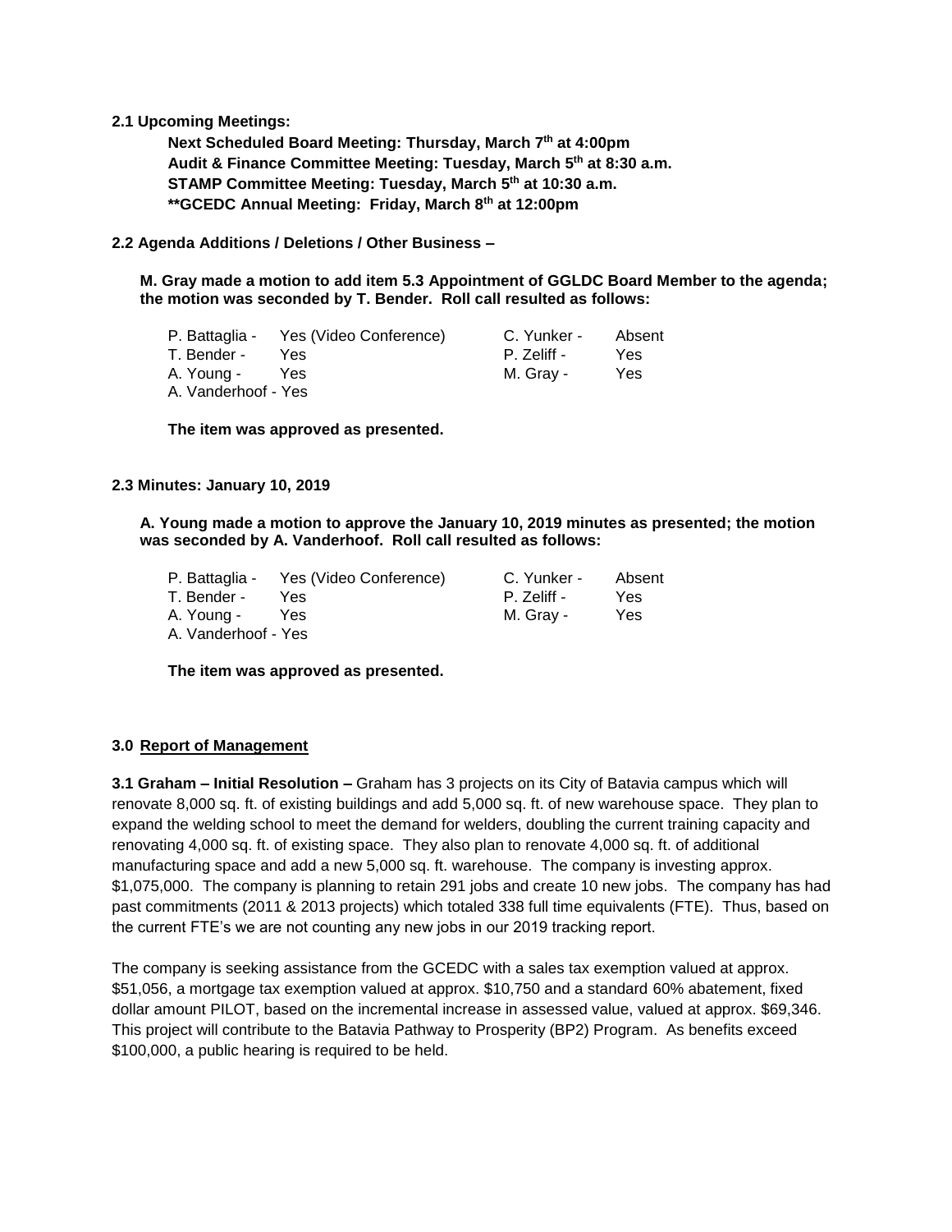**2.1 Upcoming Meetings:**

**Next Scheduled Board Meeting: Thursday, March 7th at 4:00pm**
**Audit & Finance Committee Meeting: Tuesday, March 5th at 8:30 a.m.**
**STAMP Committee Meeting: Tuesday, March 5th at 10:30 a.m.**
**\*\*GCEDC Annual Meeting: Friday, March 8th at 12:00pm**

**2.2 Agenda Additions / Deletions / Other Business –**

**M. Gray made a motion to add item 5.3 Appointment of GGLDC Board Member to the agenda; the motion was seconded by T. Bender. Roll call resulted as follows:**

| | | | |
|---|---|---|---|
| P. Battaglia - | Yes (Video Conference) | C. Yunker - | Absent |
| T. Bender - | Yes | P. Zeliff - | Yes |
| A. Young - | Yes | M. Gray - | Yes |
| A. Vanderhoof - | Yes | | |

**The item was approved as presented.**

**2.3 Minutes: January 10, 2019**

**A. Young made a motion to approve the January 10, 2019 minutes as presented; the motion was seconded by A. Vanderhoof. Roll call resulted as follows:**

| | | | |
|---|---|---|---|
| P. Battaglia - | Yes (Video Conference) | C. Yunker - | Absent |
| T. Bender - | Yes | P. Zeliff - | Yes |
| A. Young - | Yes | M. Gray - | Yes |
| A. Vanderhoof - | Yes | | |

**The item was approved as presented.**

## 3.0 Report of Management

**3.1 Graham – Initial Resolution –** Graham has 3 projects on its City of Batavia campus which will renovate 8,000 sq. ft. of existing buildings and add 5,000 sq. ft. of new warehouse space. They plan to expand the welding school to meet the demand for welders, doubling the current training capacity and renovating 4,000 sq. ft. of existing space. They also plan to renovate 4,000 sq. ft. of additional manufacturing space and add a new 5,000 sq. ft. warehouse. The company is investing approx. $1,075,000. The company is planning to retain 291 jobs and create 10 new jobs. The company has had past commitments (2011 & 2013 projects) which totaled 338 full time equivalents (FTE). Thus, based on the current FTE's we are not counting any new jobs in our 2019 tracking report.

The company is seeking assistance from the GCEDC with a sales tax exemption valued at approx. $51,056, a mortgage tax exemption valued at approx. $10,750 and a standard 60% abatement, fixed dollar amount PILOT, based on the incremental increase in assessed value, valued at approx. $69,346. This project will contribute to the Batavia Pathway to Prosperity (BP2) Program. As benefits exceed $100,000, a public hearing is required to be held.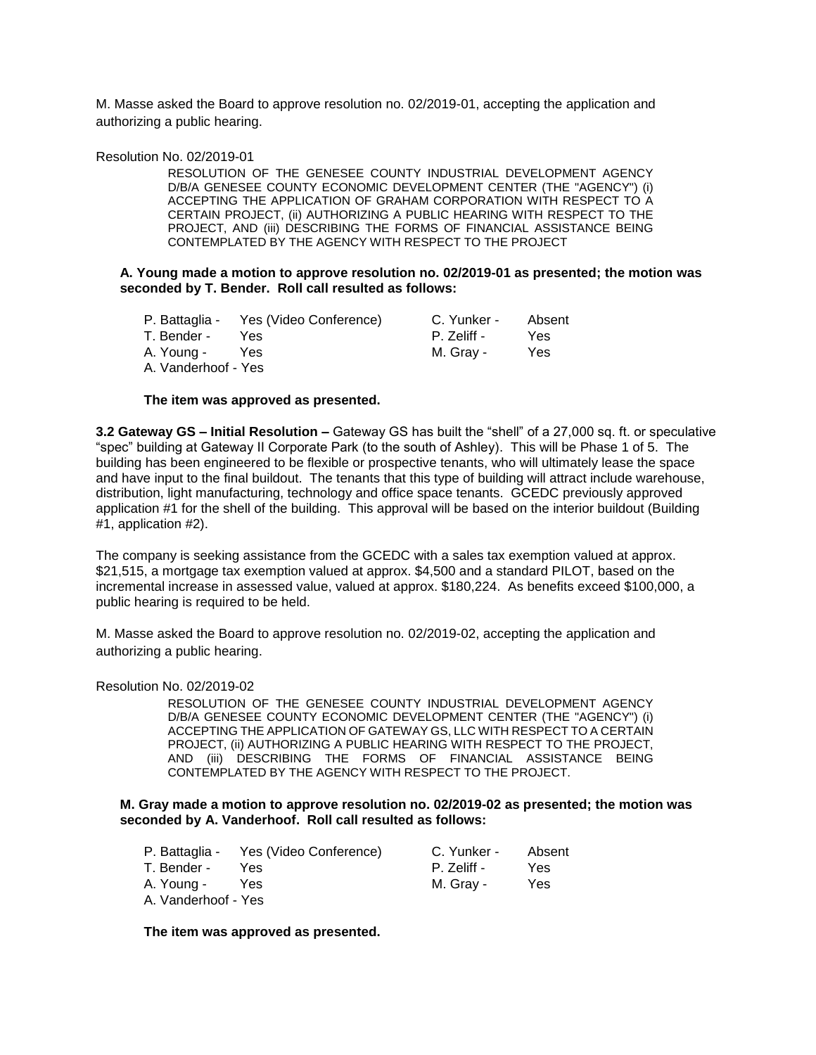M. Masse asked the Board to approve resolution no. 02/2019-01, accepting the application and authorizing a public hearing.

Resolution No. 02/2019-01

> RESOLUTION OF THE GENESEE COUNTY INDUSTRIAL DEVELOPMENT AGENCY D/B/A GENESEE COUNTY ECONOMIC DEVELOPMENT CENTER (THE "AGENCY") (i) ACCEPTING THE APPLICATION OF GRAHAM CORPORATION WITH RESPECT TO A CERTAIN PROJECT, (ii) AUTHORIZING A PUBLIC HEARING WITH RESPECT TO THE PROJECT, AND (iii) DESCRIBING THE FORMS OF FINANCIAL ASSISTANCE BEING CONTEMPLATED BY THE AGENCY WITH RESPECT TO THE PROJECT

**A. Young made a motion to approve resolution no. 02/2019-01 as presented; the motion was seconded by T. Bender. Roll call resulted as follows:**

| | | | |
|---|---|---|---|
| P. Battaglia - | Yes (Video Conference) | C. Yunker - | Absent |
| T. Bender - | Yes | P. Zeliff - | Yes |
| A. Young - | Yes | M. Gray - | Yes |
| A. Vanderhoof - Yes | | | |

**The item was approved as presented.**

**3.2 Gateway GS – Initial Resolution –** Gateway GS has built the "shell" of a 27,000 sq. ft. or speculative "spec" building at Gateway II Corporate Park (to the south of Ashley). This will be Phase 1 of 5. The building has been engineered to be flexible or prospective tenants, who will ultimately lease the space and have input to the final buildout. The tenants that this type of building will attract include warehouse, distribution, light manufacturing, technology and office space tenants. GCEDC previously approved application #1 for the shell of the building. This approval will be based on the interior buildout (Building #1, application #2).

The company is seeking assistance from the GCEDC with a sales tax exemption valued at approx. $21,515, a mortgage tax exemption valued at approx. $4,500 and a standard PILOT, based on the incremental increase in assessed value, valued at approx. $180,224. As benefits exceed $100,000, a public hearing is required to be held.

M. Masse asked the Board to approve resolution no. 02/2019-02, accepting the application and authorizing a public hearing.

Resolution No. 02/2019-02

> RESOLUTION OF THE GENESEE COUNTY INDUSTRIAL DEVELOPMENT AGENCY D/B/A GENESEE COUNTY ECONOMIC DEVELOPMENT CENTER (THE "AGENCY") (i) ACCEPTING THE APPLICATION OF GATEWAY GS, LLC WITH RESPECT TO A CERTAIN PROJECT, (ii) AUTHORIZING A PUBLIC HEARING WITH RESPECT TO THE PROJECT, AND (iii) DESCRIBING THE FORMS OF FINANCIAL ASSISTANCE BEING CONTEMPLATED BY THE AGENCY WITH RESPECT TO THE PROJECT.

**M. Gray made a motion to approve resolution no. 02/2019-02 as presented; the motion was seconded by A. Vanderhoof. Roll call resulted as follows:**

| | | | |
|---|---|---|---|
| P. Battaglia - | Yes (Video Conference) | C. Yunker - | Absent |
| T. Bender - | Yes | P. Zeliff - | Yes |
| A. Young - | Yes | M. Gray - | Yes |
| A. Vanderhoof - Yes | | | |

**The item was approved as presented.**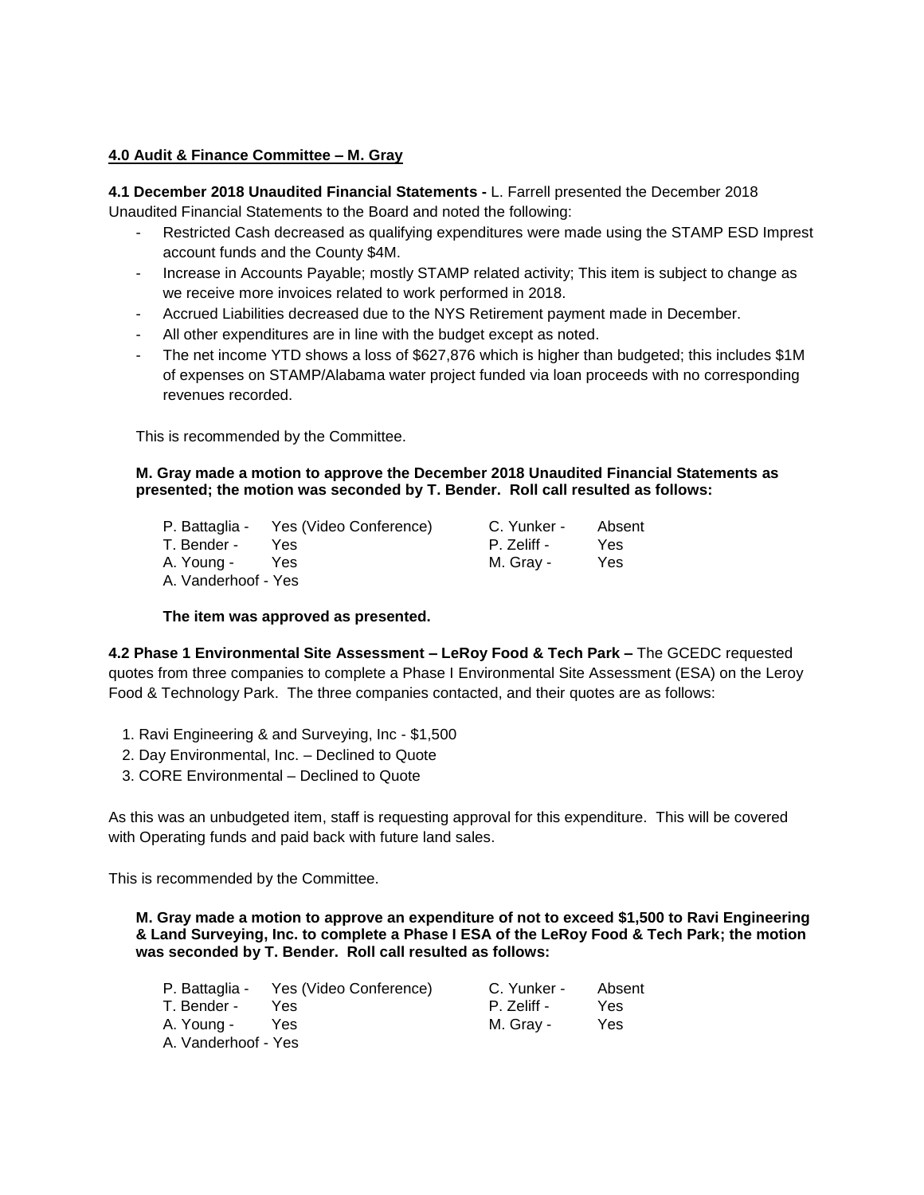**4.0 Audit & Finance Committee – M. Gray**

**4.1 December 2018 Unaudited Financial Statements -** L. Farrell presented the December 2018 Unaudited Financial Statements to the Board and noted the following:

- Restricted Cash decreased as qualifying expenditures were made using the STAMP ESD Imprest account funds and the County $4M.
- Increase in Accounts Payable; mostly STAMP related activity; This item is subject to change as we receive more invoices related to work performed in 2018.
- Accrued Liabilities decreased due to the NYS Retirement payment made in December.
- All other expenditures are in line with the budget except as noted.
- The net income YTD shows a loss of $627,876 which is higher than budgeted; this includes $1M of expenses on STAMP/Alabama water project funded via loan proceeds with no corresponding revenues recorded.

This is recommended by the Committee.

**M. Gray made a motion to approve the December 2018 Unaudited Financial Statements as presented; the motion was seconded by T. Bender. Roll call resulted as follows:**

| | | | |
|---|---|---|---|
| P. Battaglia - | Yes (Video Conference) | C. Yunker - | Absent |
| T. Bender - | Yes | P. Zeliff - | Yes |
| A. Young - | Yes | M. Gray - | Yes |
| A. Vanderhoof - Yes | | | |

**The item was approved as presented.**

**4.2 Phase 1 Environmental Site Assessment – LeRoy Food & Tech Park –** The GCEDC requested quotes from three companies to complete a Phase I Environmental Site Assessment (ESA) on the Leroy Food & Technology Park. The three companies contacted, and their quotes are as follows:

1. Ravi Engineering & and Surveying, Inc - $1,500
2. Day Environmental, Inc. – Declined to Quote
3. CORE Environmental – Declined to Quote

As this was an unbudgeted item, staff is requesting approval for this expenditure. This will be covered with Operating funds and paid back with future land sales.

This is recommended by the Committee.

**M. Gray made a motion to approve an expenditure of not to exceed $1,500 to Ravi Engineering & Land Surveying, Inc. to complete a Phase I ESA of the LeRoy Food & Tech Park; the motion was seconded by T. Bender. Roll call resulted as follows:**

| | | | |
|---|---|---|---|
| P. Battaglia - | Yes (Video Conference) | C. Yunker - | Absent |
| T. Bender - | Yes | P. Zeliff - | Yes |
| A. Young - | Yes | M. Gray - | Yes |
| A. Vanderhoof - Yes | | | |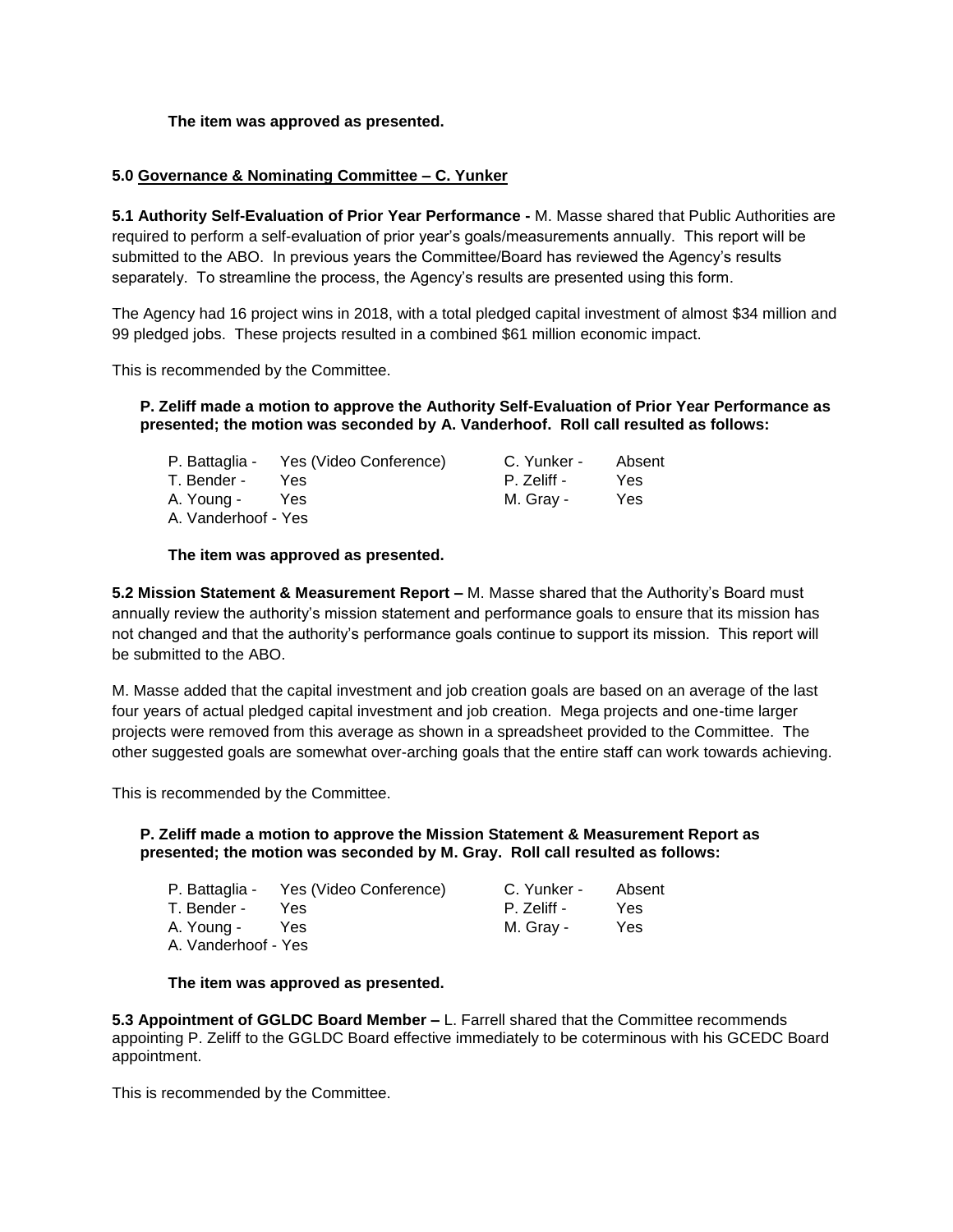**The item was approved as presented.**

**5.0 <u>Governance & Nominating Committee – C. Yunker</u>**

**5.1 Authority Self-Evaluation of Prior Year Performance -** M. Masse shared that Public Authorities are required to perform a self-evaluation of prior year's goals/measurements annually. This report will be submitted to the ABO. In previous years the Committee/Board has reviewed the Agency's results separately. To streamline the process, the Agency's results are presented using this form.

The Agency had 16 project wins in 2018, with a total pledged capital investment of almost $34 million and 99 pledged jobs. These projects resulted in a combined $61 million economic impact.

This is recommended by the Committee.

**P. Zeliff made a motion to approve the Authority Self-Evaluation of Prior Year Performance as presented; the motion was seconded by A. Vanderhoof. Roll call resulted as follows:**

| | | | |
|---|---|---|---|
| P. Battaglia - | Yes (Video Conference) | C. Yunker - | Absent |
| T. Bender - | Yes | P. Zeliff - | Yes |
| A. Young - | Yes | M. Gray - | Yes |
| A. Vanderhoof - Yes | | | |

**The item was approved as presented.**

**5.2 Mission Statement & Measurement Report –** M. Masse shared that the Authority's Board must annually review the authority's mission statement and performance goals to ensure that its mission has not changed and that the authority's performance goals continue to support its mission. This report will be submitted to the ABO.

M. Masse added that the capital investment and job creation goals are based on an average of the last four years of actual pledged capital investment and job creation. Mega projects and one-time larger projects were removed from this average as shown in a spreadsheet provided to the Committee. The other suggested goals are somewhat over-arching goals that the entire staff can work towards achieving.

This is recommended by the Committee.

**P. Zeliff made a motion to approve the Mission Statement & Measurement Report as presented; the motion was seconded by M. Gray. Roll call resulted as follows:**

| | | | |
|---|---|---|---|
| P. Battaglia - | Yes (Video Conference) | C. Yunker - | Absent |
| T. Bender - | Yes | P. Zeliff - | Yes |
| A. Young - | Yes | M. Gray - | Yes |
| A. Vanderhoof - Yes | | | |

**The item was approved as presented.**

**5.3 Appointment of GGLDC Board Member –** L. Farrell shared that the Committee recommends appointing P. Zeliff to the GGLDC Board effective immediately to be coterminous with his GCEDC Board appointment.

This is recommended by the Committee.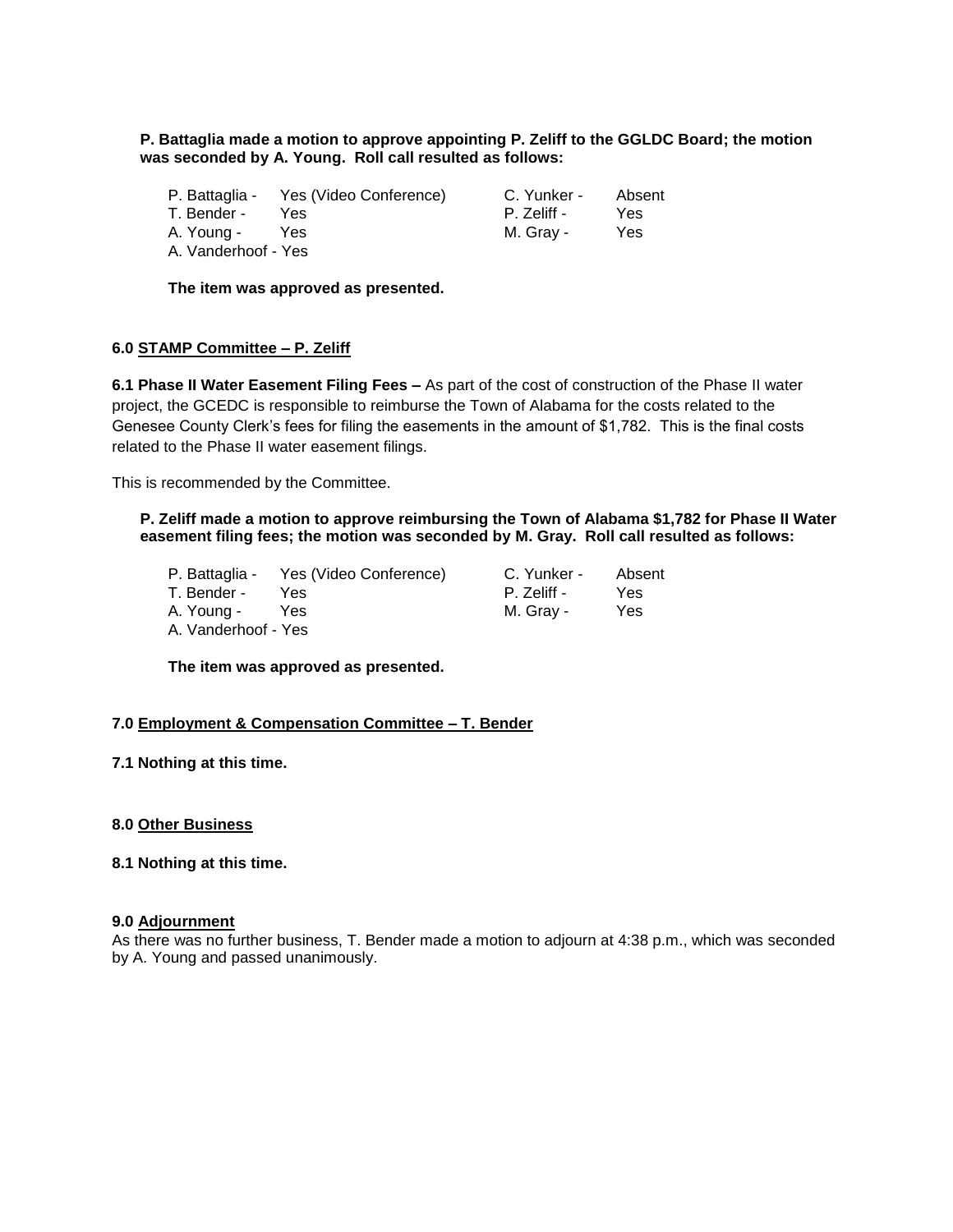**P. Battaglia made a motion to approve appointing P. Zeliff to the GGLDC Board; the motion was seconded by A. Young. Roll call resulted as follows:**

| | | | |
|---|---|---|---|
| P. Battaglia - | Yes (Video Conference) | C. Yunker - | Absent |
| T. Bender - | Yes | P. Zeliff - | Yes |
| A. Young - | Yes | M. Gray - | Yes |
| A. Vanderhoof - | Yes | | |

**The item was approved as presented.**

**6.0 <u>STAMP Committee – P. Zeliff</u>**

**6.1 Phase II Water Easement Filing Fees –** As part of the cost of construction of the Phase II water project, the GCEDC is responsible to reimburse the Town of Alabama for the costs related to the Genesee County Clerk's fees for filing the easements in the amount of $1,782. This is the final costs related to the Phase II water easement filings.

This is recommended by the Committee.

**P. Zeliff made a motion to approve reimbursing the Town of Alabama $1,782 for Phase II Water easement filing fees; the motion was seconded by M. Gray. Roll call resulted as follows:**

| | | | |
|---|---|---|---|
| P. Battaglia - | Yes (Video Conference) | C. Yunker - | Absent |
| T. Bender - | Yes | P. Zeliff - | Yes |
| A. Young - | Yes | M. Gray - | Yes |
| A. Vanderhoof - | Yes | | |

**The item was approved as presented.**

**7.0 <u>Employment & Compensation Committee – T. Bender</u>**

**7.1 Nothing at this time.**

**8.0 <u>Other Business</u>**

**8.1 Nothing at this time.**

**9.0 <u>Adjournment</u>**

As there was no further business, T. Bender made a motion to adjourn at 4:38 p.m., which was seconded by A. Young and passed unanimously.